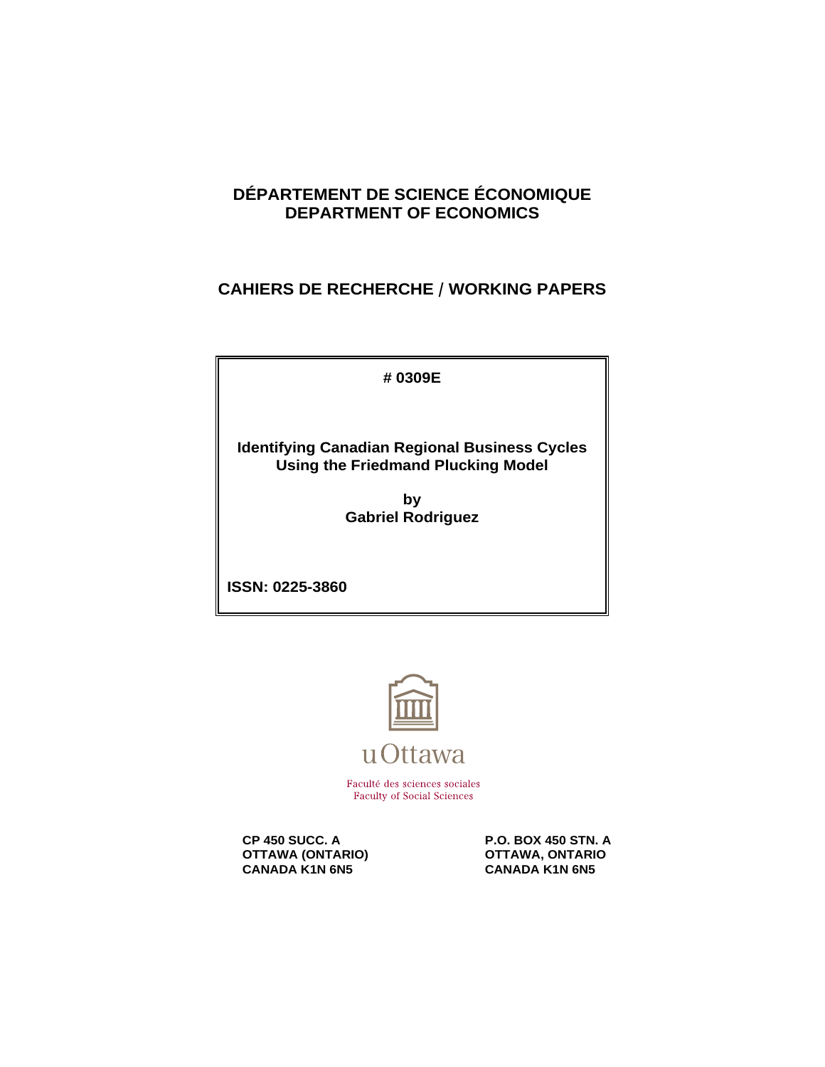**DÉPARTEMENT DE SCIENCE ÉCONOMIQUE**
**DEPARTMENT OF ECONOMICS**

**CAHIERS DE RECHERCHE / WORKING PAPERS**

**# 0309E**

**Identifying Canadian Regional Business Cycles Using the Friedmand Plucking Model**

**by**
**Gabriel Rodriguez**

**ISSN: 0225-3860**

uOttawa

Faculté des sciences sociales
Faculty of Social Sciences

**CP 450 SUCC. A**
**OTTAWA (ONTARIO)**
**CANADA K1N 6N5**

**P.O. BOX 450 STN. A**
**OTTAWA, ONTARIO**
**CANADA K1N 6N5**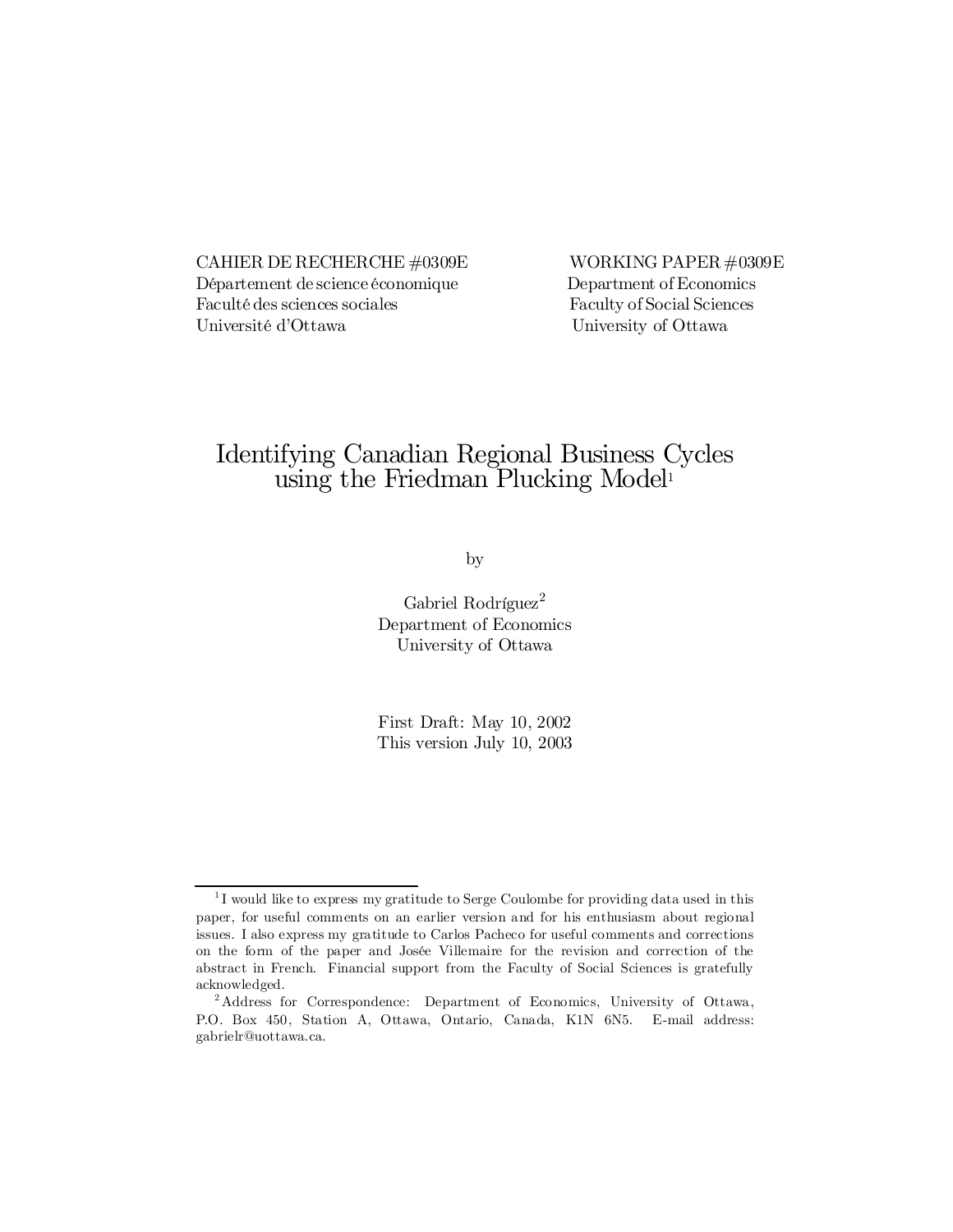CAHIER DE RECHERCHE #0309E
Département de science économique
Faculté des sciences sociales
Université d'Ottawa

WORKING PAPER #0309E
Department of Economics
Faculty of Social Sciences
University of Ottawa

# Identifying Canadian Regional Business Cycles using the Friedman Plucking Model[1]

by

Gabriel Rodríguez[2]
Department of Economics
University of Ottawa

First Draft: May 10, 2002
This version July 10, 2003

---

[1] I would like to express my gratitude to Serge Coulombe for providing data used in this paper, for useful comments on an earlier version and for his enthusiasm about regional issues. I also express my gratitude to Carlos Pacheco for useful comments and corrections on the form of the paper and Josée Villemaire for the revision and correction of the abstract in French. Financial support from the Faculty of Social Sciences is gratefully acknowledged.

[2] Address for Correspondence: Department of Economics, University of Ottawa, P.O. Box 450, Station A, Ottawa, Ontario, Canada, K1N 6N5. E-mail address: gabrielr@uottawa.ca.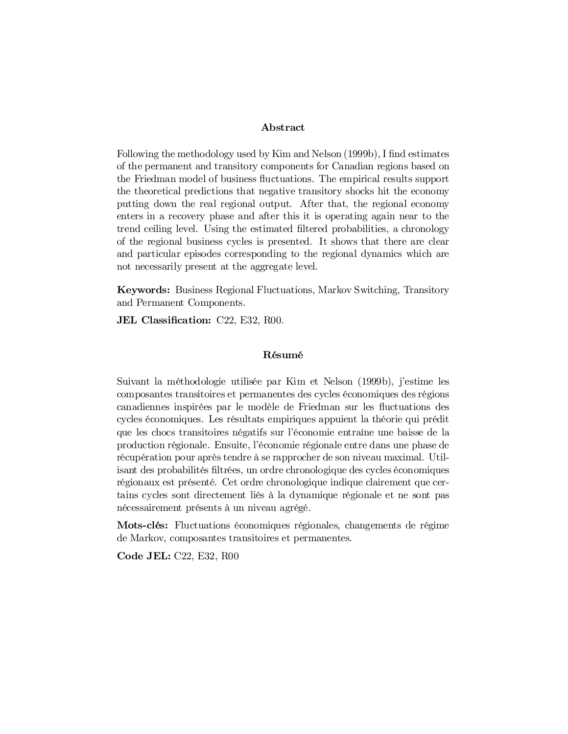## Abstract

Following the methodology used by Kim and Nelson (1999b), I find estimates of the permanent and transitory components for Canadian regions based on the Friedman model of business fluctuations. The empirical results support the theoretical predictions that negative transitory shocks hit the economy putting down the real regional output. After that, the regional economy enters in a recovery phase and after this it is operating again near to the trend ceiling level. Using the estimated filtered probabilities, a chronology of the regional business cycles is presented. It shows that there are clear and particular episodes corresponding to the regional dynamics which are not necessarily present at the aggregate level.

**Keywords:** Business Regional Fluctuations, Markov Switching, Transitory and Permanent Components.

**JEL Classification:** C22, E32, R00.

## Résumé

Suivant la méthodologie utilisée par Kim et Nelson (1999b), j'estime les composantes transitoires et permanentes des cycles économiques des régions canadiennes inspirées par le modèle de Friedman sur les fluctuations des cycles économiques. Les résultats empiriques appuient la théorie qui prédit que les chocs transitoires négatifs sur l'économie entraîne une baisse de la production régionale. Ensuite, l'économie régionale entre dans une phase de récupération pour après tendre à se rapprocher de son niveau maximal. Utilisant des probabilités filtrées, un ordre chronologique des cycles économiques régionaux est présenté. Cet ordre chronologique indique clairement que certains cycles sont directement liés à la dynamique régionale et ne sont pas nécessairement présents à un niveau agrégé.

**Mots-clés:** Fluctuations économiques régionales, changements de régime de Markov, composantes transitoires et permanentes.

**Code JEL:** C22, E32, R00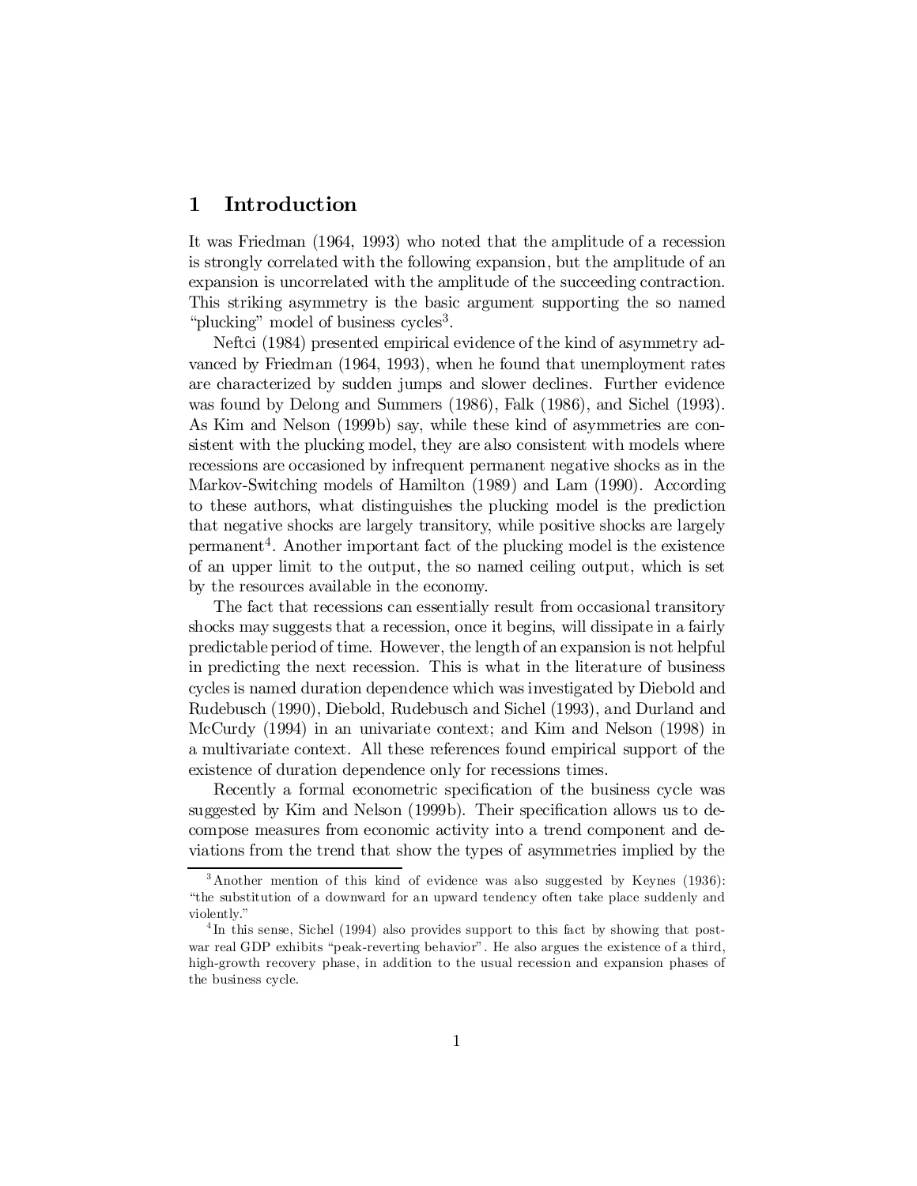## 1 Introduction

It was Friedman (1964, 1993) who noted that the amplitude of a recession is strongly correlated with the following expansion, but the amplitude of an expansion is uncorrelated with the amplitude of the succeeding contraction. This striking asymmetry is the basic argument supporting the so named "plucking" model of business cycles[3].

Neftci (1984) presented empirical evidence of the kind of asymmetry advanced by Friedman (1964, 1993), when he found that unemployment rates are characterized by sudden jumps and slower declines. Further evidence was found by Delong and Summers (1986), Falk (1986), and Sichel (1993). As Kim and Nelson (1999b) say, while these kind of asymmetries are consistent with the plucking model, they are also consistent with models where recessions are occasioned by infrequent permanent negative shocks as in the Markov-Switching models of Hamilton (1989) and Lam (1990). According to these authors, what distinguishes the plucking model is the prediction that negative shocks are largely transitory, while positive shocks are largely permanent[4]. Another important fact of the plucking model is the existence of an upper limit to the output, the so named ceiling output, which is set by the resources available in the economy.

The fact that recessions can essentially result from occasional transitory shocks may suggests that a recession, once it begins, will dissipate in a fairly predictable period of time. However, the length of an expansion is not helpful in predicting the next recession. This is what in the literature of business cycles is named duration dependence which was investigated by Diebold and Rudebusch (1990), Diebold, Rudebusch and Sichel (1993), and Durland and McCurdy (1994) in an univariate context; and Kim and Nelson (1998) in a multivariate context. All these references found empirical support of the existence of duration dependence only for recessions times.

Recently a formal econometric specification of the business cycle was suggested by Kim and Nelson (1999b). Their specification allows us to decompose measures from economic activity into a trend component and deviations from the trend that show the types of asymmetries implied by the

[3] Another mention of this kind of evidence was also suggested by Keynes (1936): "the substitution of a downward for an upward tendency often take place suddenly and violently."

[4] In this sense, Sichel (1994) also provides support to this fact by showing that post-war real GDP exhibits "peak-reverting behavior". He also argues the existence of a third, high-growth recovery phase, in addition to the usual recession and expansion phases of the business cycle.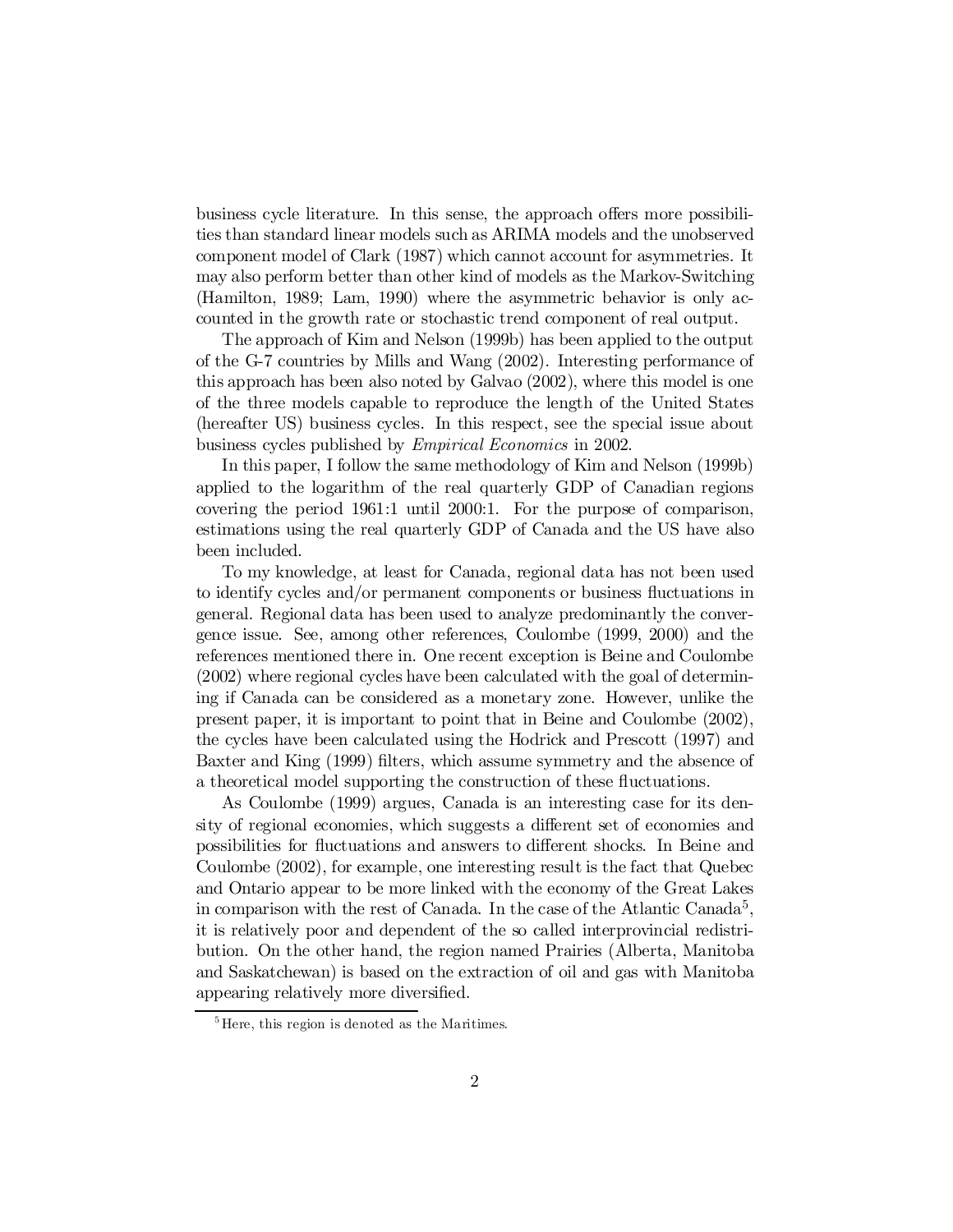business cycle literature. In this sense, the approach offers more possibilities than standard linear models such as ARIMA models and the unobserved component model of Clark (1987) which cannot account for asymmetries. It may also perform better than other kind of models as the Markov-Switching (Hamilton, 1989; Lam, 1990) where the asymmetric behavior is only accounted in the growth rate or stochastic trend component of real output.

The approach of Kim and Nelson (1999b) has been applied to the output of the G-7 countries by Mills and Wang (2002). Interesting performance of this approach has been also noted by Galvao (2002), where this model is one of the three models capable to reproduce the length of the United States (hereafter US) business cycles. In this respect, see the special issue about business cycles published by *Empirical Economics* in 2002.

In this paper, I follow the same methodology of Kim and Nelson (1999b) applied to the logarithm of the real quarterly GDP of Canadian regions covering the period 1961:1 until 2000:1. For the purpose of comparison, estimations using the real quarterly GDP of Canada and the US have also been included.

To my knowledge, at least for Canada, regional data has not been used to identify cycles and/or permanent components or business fluctuations in general. Regional data has been used to analyze predominantly the convergence issue. See, among other references, Coulombe (1999, 2000) and the references mentioned there in. One recent exception is Beine and Coulombe (2002) where regional cycles have been calculated with the goal of determining if Canada can be considered as a monetary zone. However, unlike the present paper, it is important to point that in Beine and Coulombe (2002), the cycles have been calculated using the Hodrick and Prescott (1997) and Baxter and King (1999) filters, which assume symmetry and the absence of a theoretical model supporting the construction of these fluctuations.

As Coulombe (1999) argues, Canada is an interesting case for its density of regional economies, which suggests a different set of economies and possibilities for fluctuations and answers to different shocks. In Beine and Coulombe (2002), for example, one interesting result is the fact that Quebec and Ontario appear to be more linked with the economy of the Great Lakes in comparison with the rest of Canada. In the case of the Atlantic Canada[5], it is relatively poor and dependent of the so called interprovincial redistribution. On the other hand, the region named Prairies (Alberta, Manitoba and Saskatchewan) is based on the extraction of oil and gas with Manitoba appearing relatively more diversified.

[5] Here, this region is denoted as the Maritimes.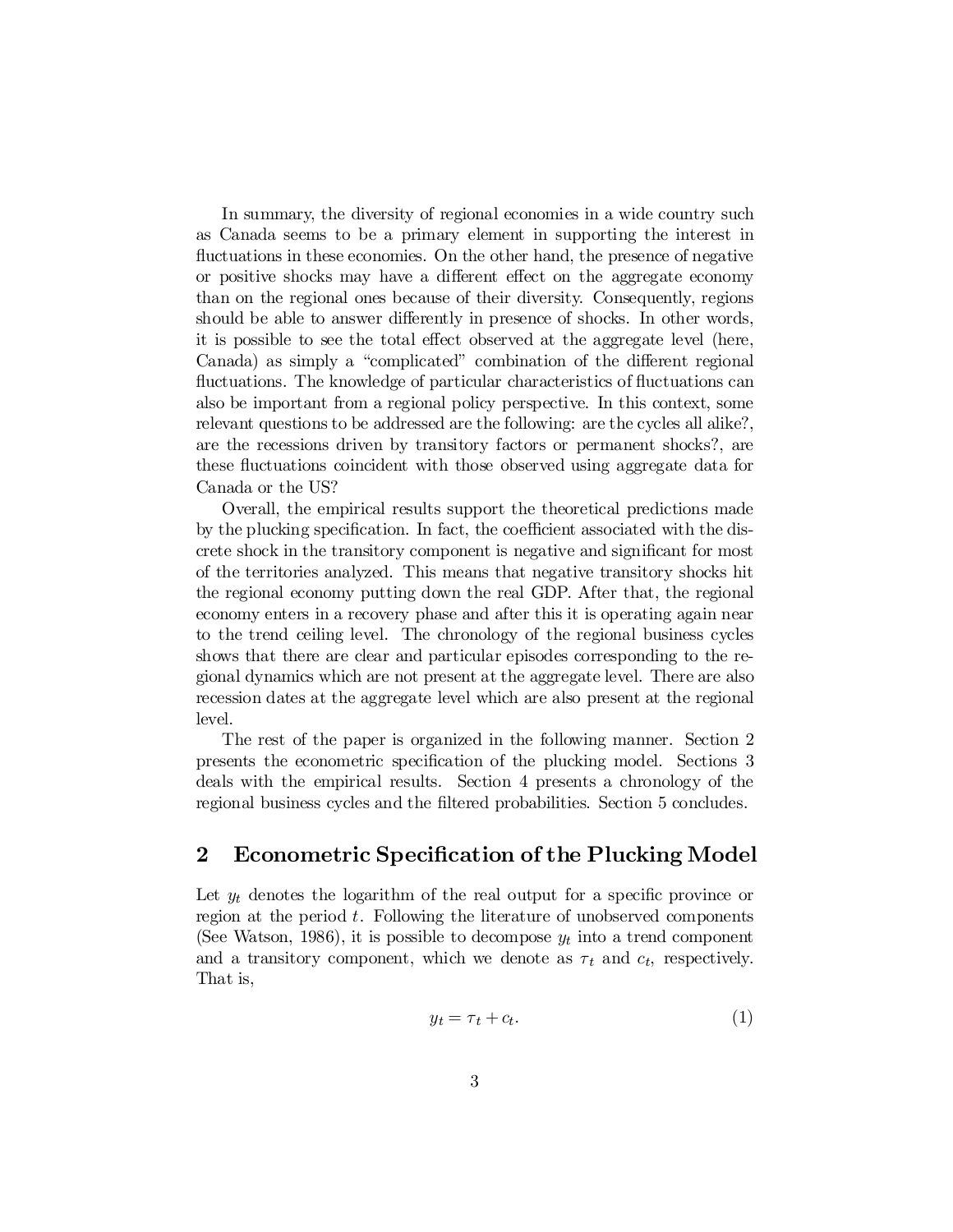In summary, the diversity of regional economies in a wide country such as Canada seems to be a primary element in supporting the interest in fluctuations in these economies. On the other hand, the presence of negative or positive shocks may have a different effect on the aggregate economy than on the regional ones because of their diversity. Consequently, regions should be able to answer differently in presence of shocks. In other words, it is possible to see the total effect observed at the aggregate level (here, Canada) as simply a "complicated" combination of the different regional fluctuations. The knowledge of particular characteristics of fluctuations can also be important from a regional policy perspective. In this context, some relevant questions to be addressed are the following: are the cycles all alike?, are the recessions driven by transitory factors or permanent shocks?, are these fluctuations coincident with those observed using aggregate data for Canada or the US?

Overall, the empirical results support the theoretical predictions made by the plucking specification. In fact, the coefficient associated with the discrete shock in the transitory component is negative and significant for most of the territories analyzed. This means that negative transitory shocks hit the regional economy putting down the real GDP. After that, the regional economy enters in a recovery phase and after this it is operating again near to the trend ceiling level. The chronology of the regional business cycles shows that there are clear and particular episodes corresponding to the regional dynamics which are not present at the aggregate level. There are also recession dates at the aggregate level which are also present at the regional level.

The rest of the paper is organized in the following manner. Section 2 presents the econometric specification of the plucking model. Sections 3 deals with the empirical results. Section 4 presents a chronology of the regional business cycles and the filtered probabilities. Section 5 concludes.

## 2 Econometric Specification of the Plucking Model

Let $y_t$ denotes the logarithm of the real output for a specific province or region at the period $t$. Following the literature of unobserved components (See Watson, 1986), it is possible to decompose $y_t$ into a trend component and a transitory component, which we denote as $\tau_t$ and $c_t$, respectively. That is,

$$y_t = \tau_t + c_t. \tag{1}$$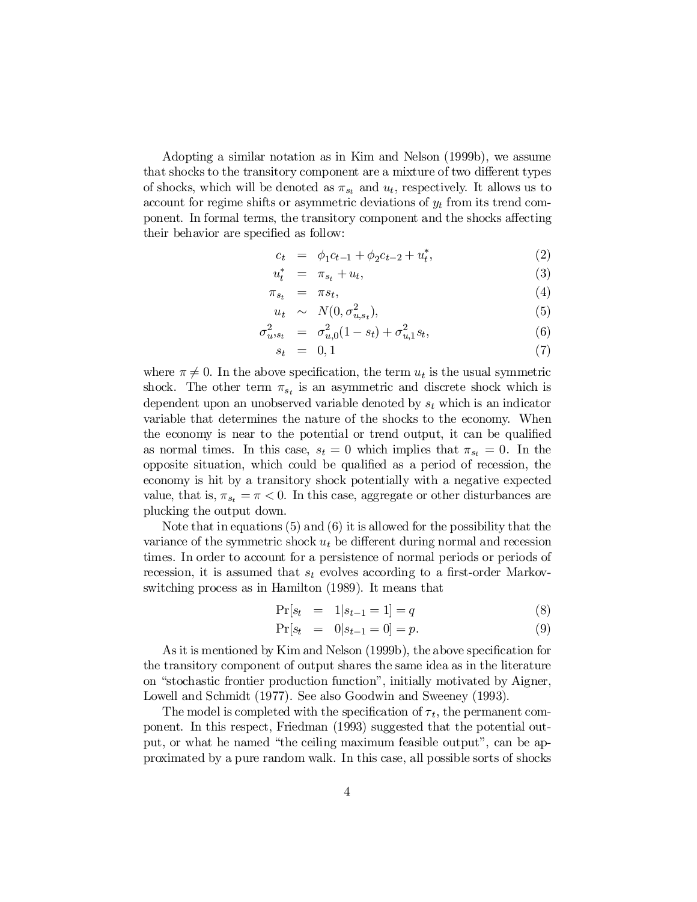Adopting a similar notation as in Kim and Nelson (1999b), we assume that shocks to the transitory component are a mixture of two different types of shocks, which will be denoted as $\pi_{s_t}$ and $u_t$, respectively. It allows us to account for regime shifts or asymmetric deviations of $y_t$ from its trend component. In formal terms, the transitory component and the shocks affecting their behavior are specified as follow:

$$
\begin{aligned}
c_t &= \phi_1 c_{t-1} + \phi_2 c_{t-2} + u_t^*, && (2)\\
u_t^* &= \pi_{s_t} + u_t, && (3)\\
\pi_{s_t} &= \pi s_t, && (4)\\
u_t &\sim N(0, \sigma^2_{u,s_t}), && (5)\\
\sigma^2_{u,s_t} &= \sigma^2_{u,0}(1 - s_t) + \sigma^2_{u,1} s_t, && (6)\\
s_t &= 0, 1 && (7)
\end{aligned}
$$

where $\pi \neq 0$. In the above specification, the term $u_t$ is the usual symmetric shock. The other term $\pi_{s_t}$ is an asymmetric and discrete shock which is dependent upon an unobserved variable denoted by $s_t$ which is an indicator variable that determines the nature of the shocks to the economy. When the economy is near to the potential or trend output, it can be qualified as normal times. In this case, $s_t = 0$ which implies that $\pi_{s_t} = 0$. In the opposite situation, which could be qualified as a period of recession, the economy is hit by a transitory shock potentially with a negative expected value, that is, $\pi_{s_t} = \pi < 0$. In this case, aggregate or other disturbances are plucking the output down.

Note that in equations (5) and (6) it is allowed for the possibility that the variance of the symmetric shock $u_t$ be different during normal and recession times. In order to account for a persistence of normal periods or periods of recession, it is assumed that $s_t$ evolves according to a first-order Markov-switching process as in Hamilton (1989). It means that

$$
\begin{aligned}
\Pr[s_t &= 1 | s_{t-1} = 1] = q && (8)\\
\Pr[s_t &= 0 | s_{t-1} = 0] = p. && (9)
\end{aligned}
$$

As it is mentioned by Kim and Nelson (1999b), the above specification for the transitory component of output shares the same idea as in the literature on "stochastic frontier production function", initially motivated by Aigner, Lowell and Schmidt (1977). See also Goodwin and Sweeney (1993).

The model is completed with the specification of $\tau_t$, the permanent component. In this respect, Friedman (1993) suggested that the potential output, or what he named "the ceiling maximum feasible output", can be approximated by a pure random walk. In this case, all possible sorts of shocks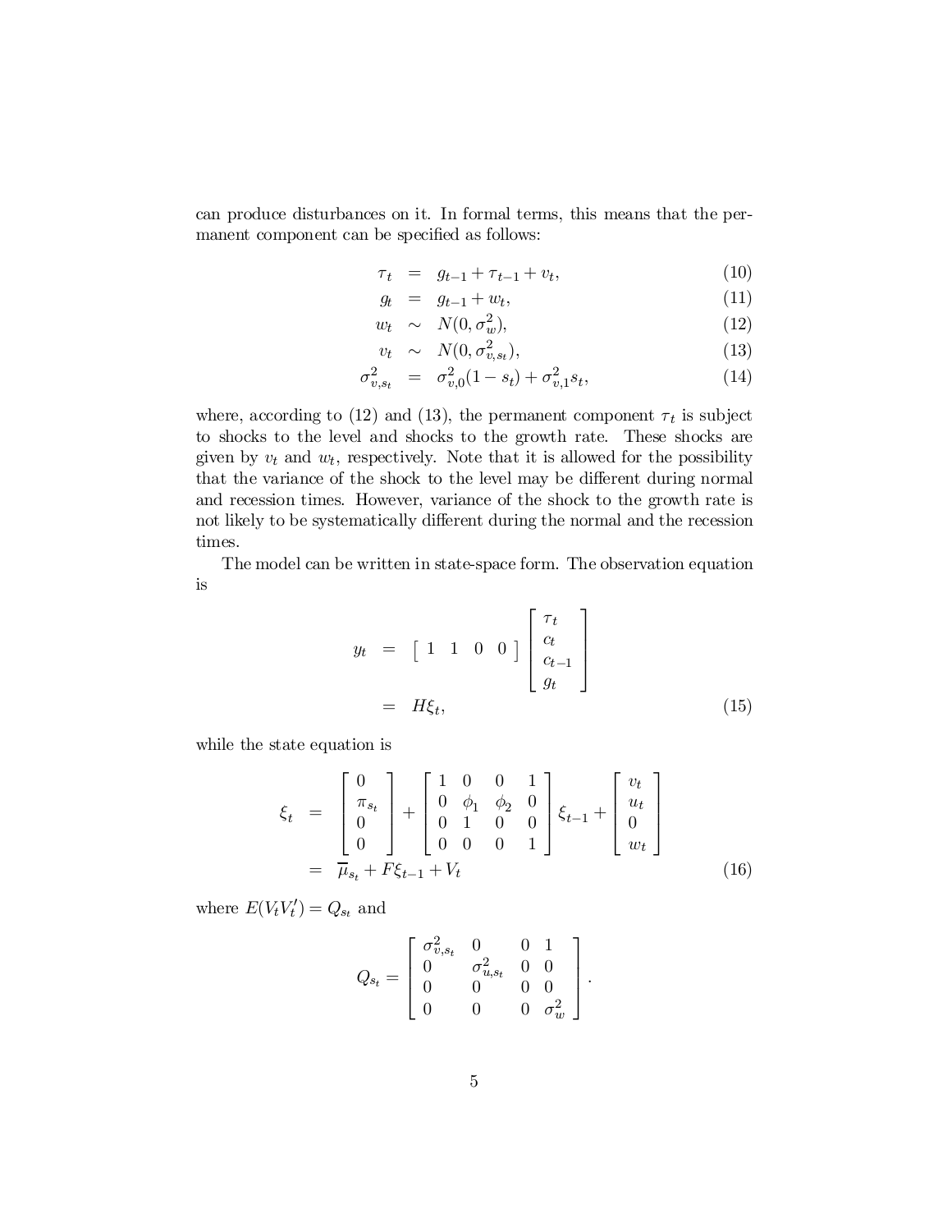can produce disturbances on it. In formal terms, this means that the permanent component can be specified as follows:

$$
\begin{aligned}
\tau_t &= g_{t-1} + \tau_{t-1} + v_t, && (10)\\
g_t &= g_{t-1} + w_t, && (11)\\
w_t &\sim N(0, \sigma_w^2), && (12)\\
v_t &\sim N(0, \sigma_{v,s_t}^2), && (13)\\
\sigma_{v,s_t}^2 &= \sigma_{v,0}^2(1 - s_t) + \sigma_{v,1}^2 s_t, && (14)
\end{aligned}
$$

where, according to (12) and (13), the permanent component $\tau_t$ is subject to shocks to the level and shocks to the growth rate. These shocks are given by $v_t$ and $w_t$, respectively. Note that it is allowed for the possibility that the variance of the shock to the level may be different during normal and recession times. However, variance of the shock to the growth rate is not likely to be systematically different during the normal and the recession times.

The model can be written in state-space form. The observation equation is

$$
\begin{aligned}
y_t &= \begin{bmatrix} 1 & 1 & 0 & 0 \end{bmatrix} \begin{bmatrix} \tau_t \\ c_t \\ c_{t-1} \\ g_t \end{bmatrix} \\
&= H\xi_t, && (15)
\end{aligned}
$$

while the state equation is

$$
\begin{aligned}
\xi_t &= \begin{bmatrix} 0 \\ \pi_{s_t} \\ 0 \\ 0 \end{bmatrix} + \begin{bmatrix} 1 & 0 & 0 & 1 \\ 0 & \phi_1 & \phi_2 & 0 \\ 0 & 1 & 0 & 0 \\ 0 & 0 & 0 & 1 \end{bmatrix} \xi_{t-1} + \begin{bmatrix} v_t \\ u_t \\ 0 \\ w_t \end{bmatrix} \\
&= \overline{\mu}_{s_t} + F\xi_{t-1} + V_t && (16)
\end{aligned}
$$

where $E(V_t V_t') = Q_{s_t}$ and

$$
Q_{s_t} = \begin{bmatrix} \sigma_{v,s_t}^2 & 0 & 0 & 1 \\ 0 & \sigma_{u,s_t}^2 & 0 & 0 \\ 0 & 0 & 0 & 0 \\ 0 & 0 & 0 & \sigma_w^2 \end{bmatrix}.
$$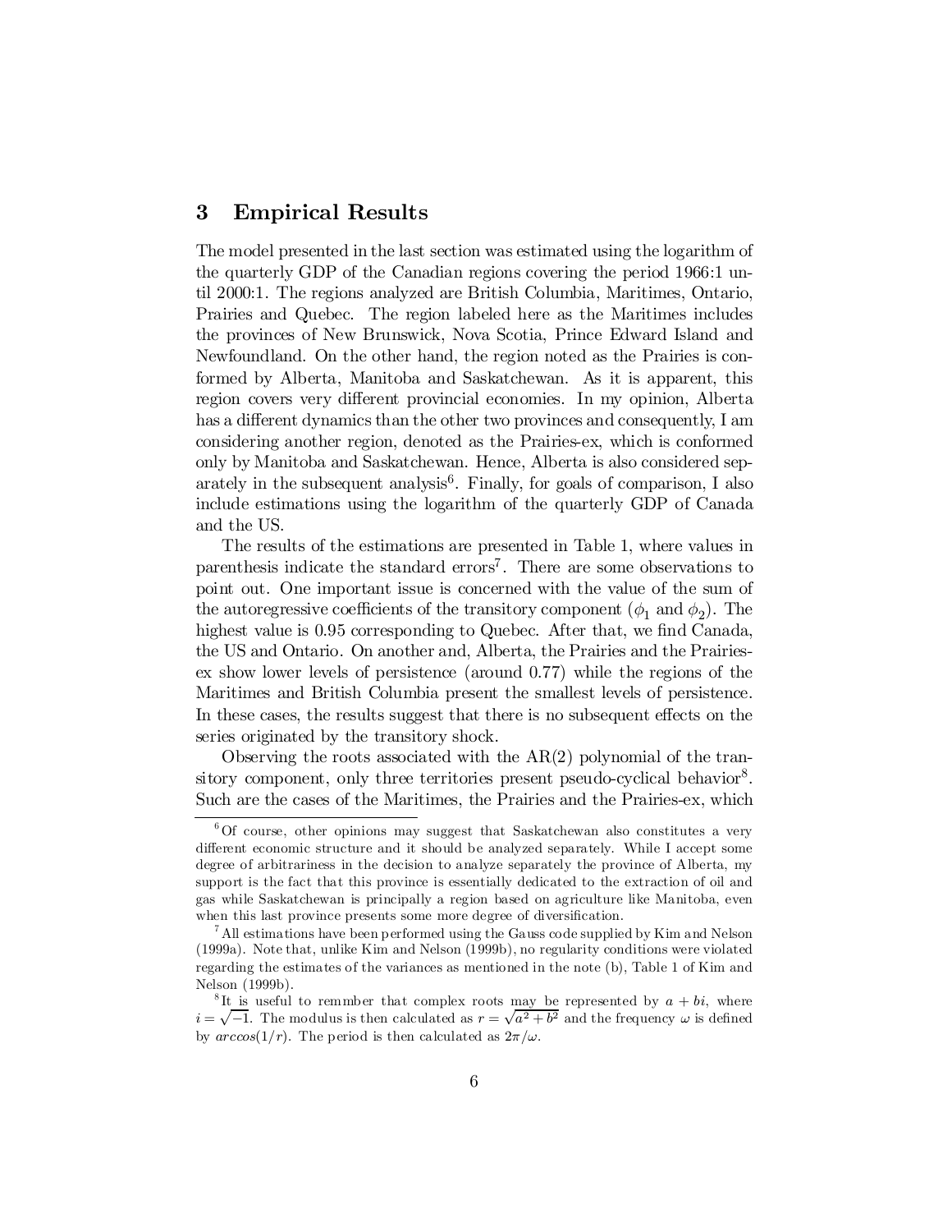## 3 Empirical Results

The model presented in the last section was estimated using the logarithm of the quarterly GDP of the Canadian regions covering the period 1966:1 until 2000:1. The regions analyzed are British Columbia, Maritimes, Ontario, Prairies and Quebec. The region labeled here as the Maritimes includes the provinces of New Brunswick, Nova Scotia, Prince Edward Island and Newfoundland. On the other hand, the region noted as the Prairies is conformed by Alberta, Manitoba and Saskatchewan. As it is apparent, this region covers very different provincial economies. In my opinion, Alberta has a different dynamics than the other two provinces and consequently, I am considering another region, denoted as the Prairies-ex, which is conformed only by Manitoba and Saskatchewan. Hence, Alberta is also considered separately in the subsequent analysis[6]. Finally, for goals of comparison, I also include estimations using the logarithm of the quarterly GDP of Canada and the US.

The results of the estimations are presented in Table 1, where values in parenthesis indicate the standard errors[7]. There are some observations to point out. One important issue is concerned with the value of the sum of the autoregressive coefficients of the transitory component ($\phi_1$ and $\phi_2$). The highest value is 0.95 corresponding to Quebec. After that, we find Canada, the US and Ontario. On another and, Alberta, the Prairies and the Prairies-ex show lower levels of persistence (around 0.77) while the regions of the Maritimes and British Columbia present the smallest levels of persistence. In these cases, the results suggest that there is no subsequent effects on the series originated by the transitory shock.

Observing the roots associated with the AR(2) polynomial of the transitory component, only three territories present pseudo-cyclical behavior[8]. Such are the cases of the Maritimes, the Prairies and the Prairies-ex, which

---

[6] Of course, other opinions may suggest that Saskatchewan also constitutes a very different economic structure and it should be analyzed separately. While I accept some degree of arbitrariness in the decision to analyze separately the province of Alberta, my support is the fact that this province is essentially dedicated to the extraction of oil and gas while Saskatchewan is principally a region based on agriculture like Manitoba, even when this last province presents some more degree of diversification.

[7] All estimations have been performed using the Gauss code supplied by Kim and Nelson (1999a). Note that, unlike Kim and Nelson (1999b), no regularity conditions were violated regarding the estimates of the variances as mentioned in the note (b), Table 1 of Kim and Nelson (1999b).

[8] It is useful to remmber that complex roots may be represented by $a + bi$, where $i = \sqrt{-1}$. The modulus is then calculated as $r = \sqrt{a^2 + b^2}$ and the frequency $\omega$ is defined by $arccos(1/r)$. The period is then calculated as $2\pi/\omega$.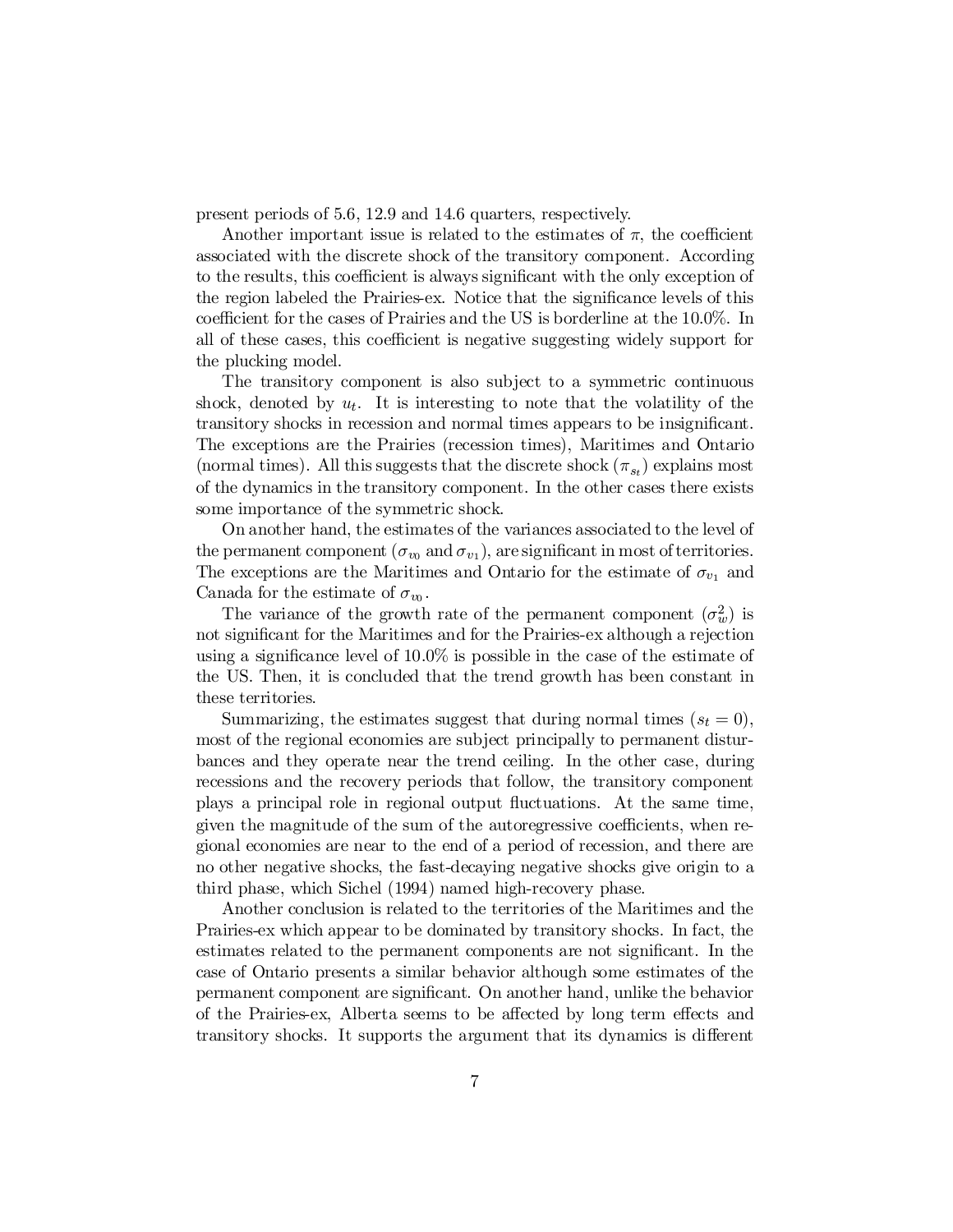present periods of 5.6, 12.9 and 14.6 quarters, respectively.

Another important issue is related to the estimates of $\pi$, the coefficient associated with the discrete shock of the transitory component. According to the results, this coefficient is always significant with the only exception of the region labeled the Prairies-ex. Notice that the significance levels of this coefficient for the cases of Prairies and the US is borderline at the 10.0%. In all of these cases, this coefficient is negative suggesting widely support for the plucking model.

The transitory component is also subject to a symmetric continuous shock, denoted by $u_t$. It is interesting to note that the volatility of the transitory shocks in recession and normal times appears to be insignificant. The exceptions are the Prairies (recession times), Maritimes and Ontario (normal times). All this suggests that the discrete shock ($\pi_{s_t}$) explains most of the dynamics in the transitory component. In the other cases there exists some importance of the symmetric shock.

On another hand, the estimates of the variances associated to the level of the permanent component ($\sigma_{v_0}$ and $\sigma_{v_1}$), are significant in most of territories. The exceptions are the Maritimes and Ontario for the estimate of $\sigma_{v_1}$ and Canada for the estimate of $\sigma_{v_0}$.

The variance of the growth rate of the permanent component ($\sigma_w^2$) is not significant for the Maritimes and for the Prairies-ex although a rejection using a significance level of 10.0% is possible in the case of the estimate of the US. Then, it is concluded that the trend growth has been constant in these territories.

Summarizing, the estimates suggest that during normal times ($s_t = 0$), most of the regional economies are subject principally to permanent disturbances and they operate near the trend ceiling. In the other case, during recessions and the recovery periods that follow, the transitory component plays a principal role in regional output fluctuations. At the same time, given the magnitude of the sum of the autoregressive coefficients, when regional economies are near to the end of a period of recession, and there are no other negative shocks, the fast-decaying negative shocks give origin to a third phase, which Sichel (1994) named high-recovery phase.

Another conclusion is related to the territories of the Maritimes and the Prairies-ex which appear to be dominated by transitory shocks. In fact, the estimates related to the permanent components are not significant. In the case of Ontario presents a similar behavior although some estimates of the permanent component are significant. On another hand, unlike the behavior of the Prairies-ex, Alberta seems to be affected by long term effects and transitory shocks. It supports the argument that its dynamics is different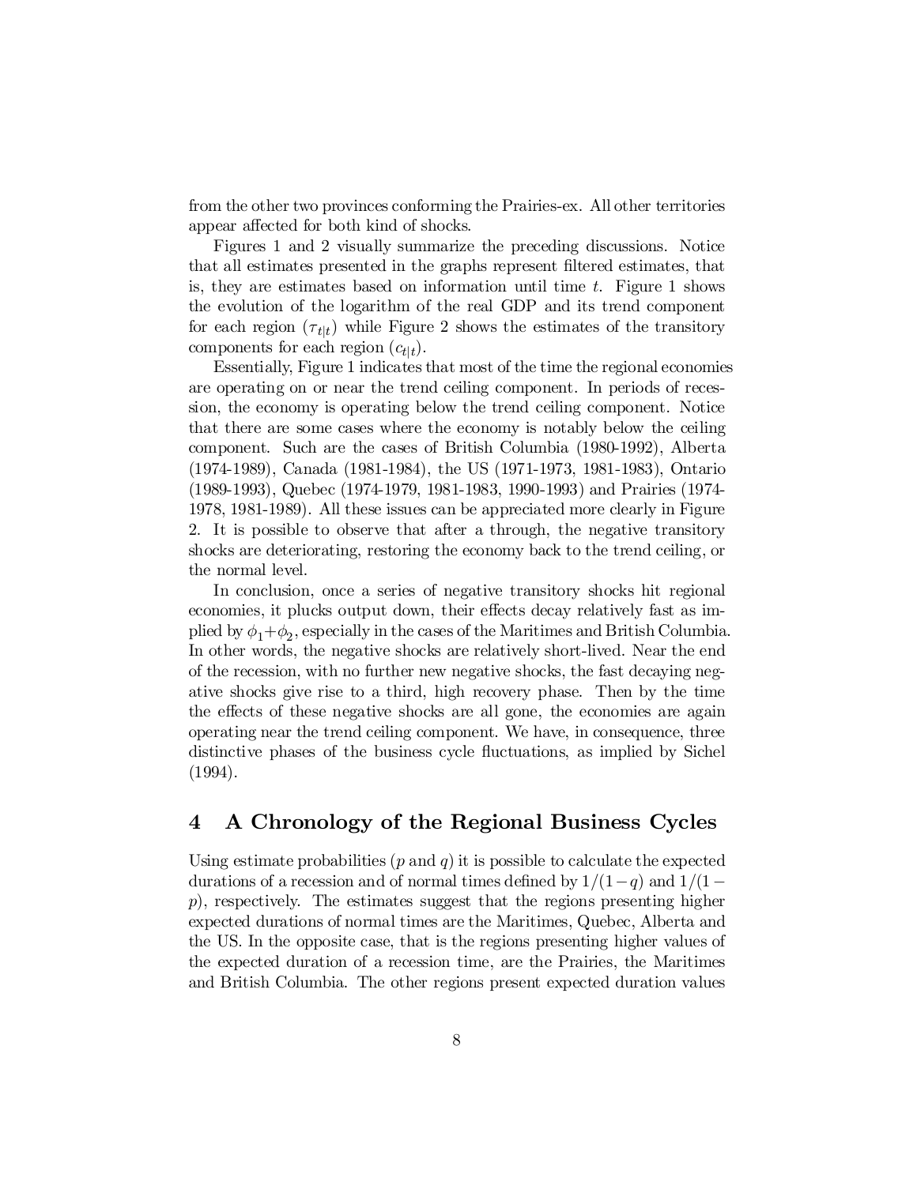from the other two provinces conforming the Prairies-ex. All other territories appear affected for both kind of shocks.

Figures 1 and 2 visually summarize the preceding discussions. Notice that all estimates presented in the graphs represent filtered estimates, that is, they are estimates based on information until time $t$. Figure 1 shows the evolution of the logarithm of the real GDP and its trend component for each region ($\tau_{t|t}$) while Figure 2 shows the estimates of the transitory components for each region ($c_{t|t}$).

Essentially, Figure 1 indicates that most of the time the regional economies are operating on or near the trend ceiling component. In periods of recession, the economy is operating below the trend ceiling component. Notice that there are some cases where the economy is notably below the ceiling component. Such are the cases of British Columbia (1980-1992), Alberta (1974-1989), Canada (1981-1984), the US (1971-1973, 1981-1983), Ontario (1989-1993), Quebec (1974-1979, 1981-1983, 1990-1993) and Prairies (1974-1978, 1981-1989). All these issues can be appreciated more clearly in Figure 2. It is possible to observe that after a through, the negative transitory shocks are deteriorating, restoring the economy back to the trend ceiling, or the normal level.

In conclusion, once a series of negative transitory shocks hit regional economies, it plucks output down, their effects decay relatively fast as implied by $\phi_1+\phi_2$, especially in the cases of the Maritimes and British Columbia. In other words, the negative shocks are relatively short-lived. Near the end of the recession, with no further new negative shocks, the fast decaying negative shocks give rise to a third, high recovery phase. Then by the time the effects of these negative shocks are all gone, the economies are again operating near the trend ceiling component. We have, in consequence, three distinctive phases of the business cycle fluctuations, as implied by Sichel (1994).

## 4 A Chronology of the Regional Business Cycles

Using estimate probabilities ($p$ and $q$) it is possible to calculate the expected durations of a recession and of normal times defined by $1/(1-q)$ and $1/(1-p)$, respectively. The estimates suggest that the regions presenting higher expected durations of normal times are the Maritimes, Quebec, Alberta and the US. In the opposite case, that is the regions presenting higher values of the expected duration of a recession time, are the Prairies, the Maritimes and British Columbia. The other regions present expected duration values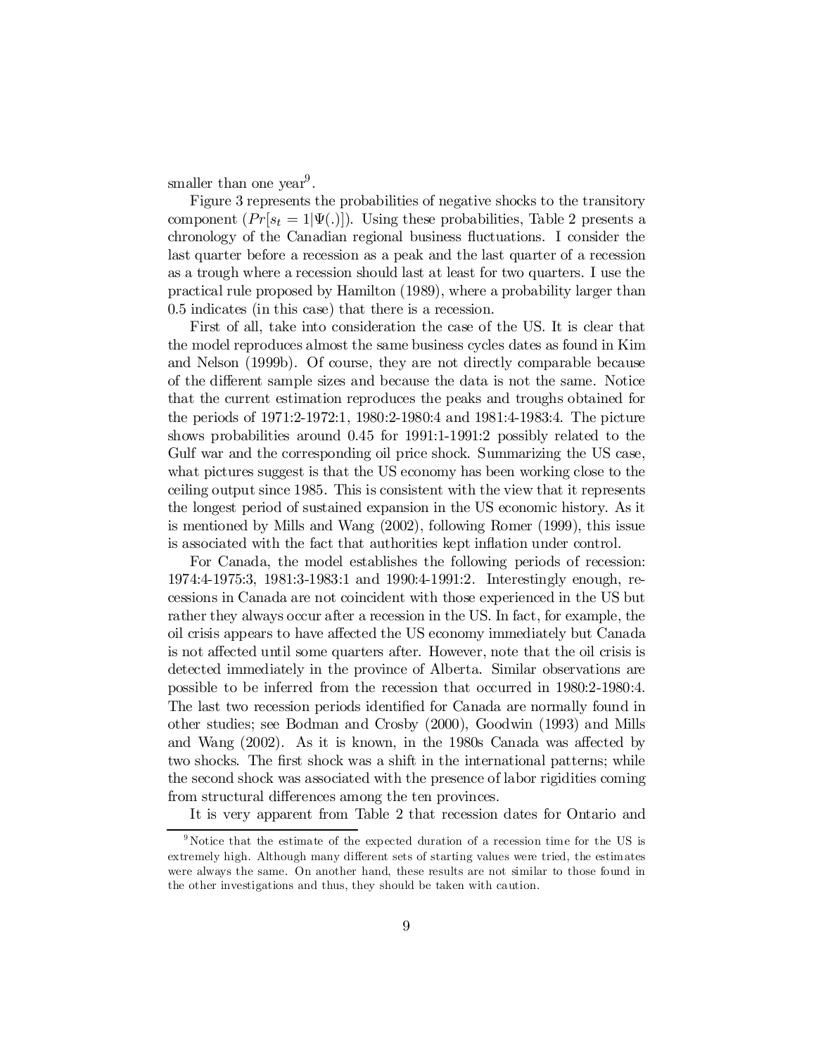smaller than one year[9].

Figure 3 represents the probabilities of negative shocks to the transitory component ($Pr[s_t = 1|\Psi(.)]$). Using these probabilities, Table 2 presents a chronology of the Canadian regional business fluctuations. I consider the last quarter before a recession as a peak and the last quarter of a recession as a trough where a recession should last at least for two quarters. I use the practical rule proposed by Hamilton (1989), where a probability larger than 0.5 indicates (in this case) that there is a recession.

First of all, take into consideration the case of the US. It is clear that the model reproduces almost the same business cycles dates as found in Kim and Nelson (1999b). Of course, they are not directly comparable because of the different sample sizes and because the data is not the same. Notice that the current estimation reproduces the peaks and troughs obtained for the periods of 1971:2-1972:1, 1980:2-1980:4 and 1981:4-1983:4. The picture shows probabilities around 0.45 for 1991:1-1991:2 possibly related to the Gulf war and the corresponding oil price shock. Summarizing the US case, what pictures suggest is that the US economy has been working close to the ceiling output since 1985. This is consistent with the view that it represents the longest period of sustained expansion in the US economic history. As it is mentioned by Mills and Wang (2002), following Romer (1999), this issue is associated with the fact that authorities kept inflation under control.

For Canada, the model establishes the following periods of recession: 1974:4-1975:3, 1981:3-1983:1 and 1990:4-1991:2. Interestingly enough, recessions in Canada are not coincident with those experienced in the US but rather they always occur after a recession in the US. In fact, for example, the oil crisis appears to have affected the US economy immediately but Canada is not affected until some quarters after. However, note that the oil crisis is detected immediately in the province of Alberta. Similar observations are possible to be inferred from the recession that occurred in 1980:2-1980:4. The last two recession periods identified for Canada are normally found in other studies; see Bodman and Crosby (2000), Goodwin (1993) and Mills and Wang (2002). As it is known, in the 1980s Canada was affected by two shocks. The first shock was a shift in the international patterns; while the second shock was associated with the presence of labor rigidities coming from structural differences among the ten provinces.

It is very apparent from Table 2 that recession dates for Ontario and

[9] Notice that the estimate of the expected duration of a recession time for the US is extremely high. Although many different sets of starting values were tried, the estimates were always the same. On another hand, these results are not similar to those found in the other investigations and thus, they should be taken with caution.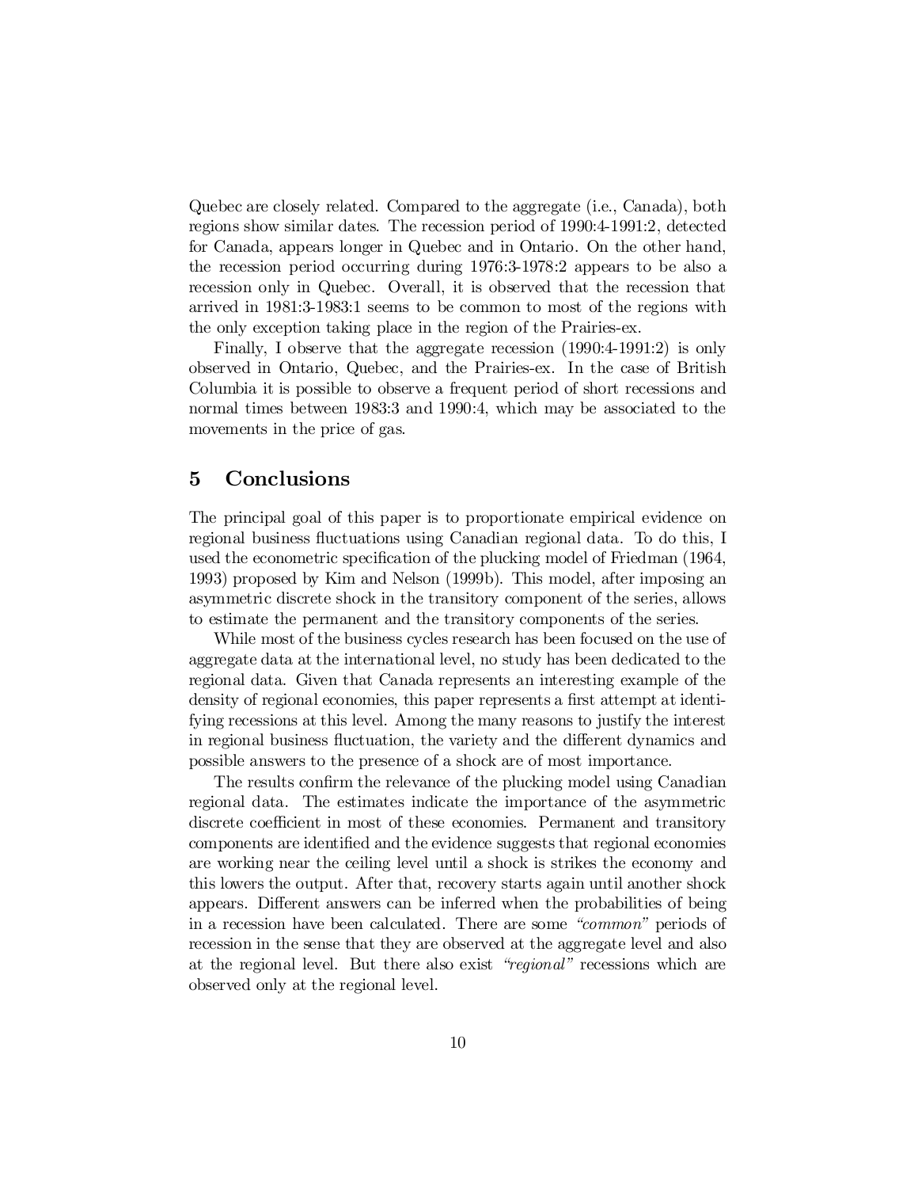Quebec are closely related. Compared to the aggregate (i.e., Canada), both regions show similar dates. The recession period of 1990:4-1991:2, detected for Canada, appears longer in Quebec and in Ontario. On the other hand, the recession period occurring during 1976:3-1978:2 appears to be also a recession only in Quebec. Overall, it is observed that the recession that arrived in 1981:3-1983:1 seems to be common to most of the regions with the only exception taking place in the region of the Prairies-ex.

Finally, I observe that the aggregate recession (1990:4-1991:2) is only observed in Ontario, Quebec, and the Prairies-ex. In the case of British Columbia it is possible to observe a frequent period of short recessions and normal times between 1983:3 and 1990:4, which may be associated to the movements in the price of gas.

## 5 Conclusions

The principal goal of this paper is to proportionate empirical evidence on regional business fluctuations using Canadian regional data. To do this, I used the econometric specification of the plucking model of Friedman (1964, 1993) proposed by Kim and Nelson (1999b). This model, after imposing an asymmetric discrete shock in the transitory component of the series, allows to estimate the permanent and the transitory components of the series.

While most of the business cycles research has been focused on the use of aggregate data at the international level, no study has been dedicated to the regional data. Given that Canada represents an interesting example of the density of regional economies, this paper represents a first attempt at identifying recessions at this level. Among the many reasons to justify the interest in regional business fluctuation, the variety and the different dynamics and possible answers to the presence of a shock are of most importance.

The results confirm the relevance of the plucking model using Canadian regional data. The estimates indicate the importance of the asymmetric discrete coefficient in most of these economies. Permanent and transitory components are identified and the evidence suggests that regional economies are working near the ceiling level until a shock is strikes the economy and this lowers the output. After that, recovery starts again until another shock appears. Different answers can be inferred when the probabilities of being in a recession have been calculated. There are some *"common"* periods of recession in the sense that they are observed at the aggregate level and also at the regional level. But there also exist *"regional"* recessions which are observed only at the regional level.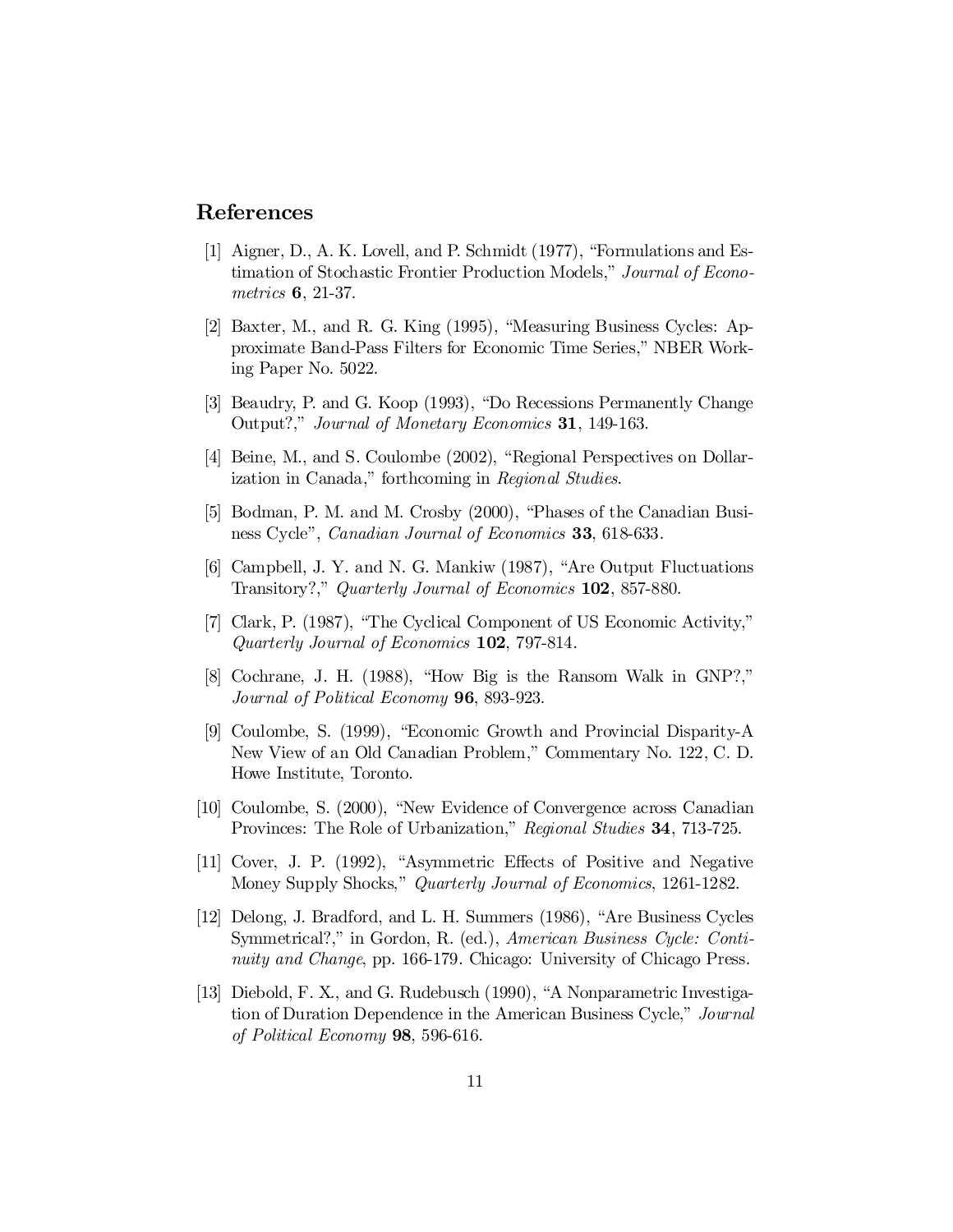## References

[1] Aigner, D., A. K. Lovell, and P. Schmidt (1977), "Formulations and Estimation of Stochastic Frontier Production Models," *Journal of Econometrics* **6**, 21-37.

[2] Baxter, M., and R. G. King (1995), "Measuring Business Cycles: Approximate Band-Pass Filters for Economic Time Series," NBER Working Paper No. 5022.

[3] Beaudry, P. and G. Koop (1993), "Do Recessions Permanently Change Output?," *Journal of Monetary Economics* **31**, 149-163.

[4] Beine, M., and S. Coulombe (2002), "Regional Perspectives on Dollarization in Canada," forthcoming in *Regional Studies*.

[5] Bodman, P. M. and M. Crosby (2000), "Phases of the Canadian Business Cycle", *Canadian Journal of Economics* **33**, 618-633.

[6] Campbell, J. Y. and N. G. Mankiw (1987), "Are Output Fluctuations Transitory?," *Quarterly Journal of Economics* **102**, 857-880.

[7] Clark, P. (1987), "The Cyclical Component of US Economic Activity," *Quarterly Journal of Economics* **102**, 797-814.

[8] Cochrane, J. H. (1988), "How Big is the Ransom Walk in GNP?," *Journal of Political Economy* **96**, 893-923.

[9] Coulombe, S. (1999), "Economic Growth and Provincial Disparity-A New View of an Old Canadian Problem," Commentary No. 122, C. D. Howe Institute, Toronto.

[10] Coulombe, S. (2000), "New Evidence of Convergence across Canadian Provinces: The Role of Urbanization," *Regional Studies* **34**, 713-725.

[11] Cover, J. P. (1992), "Asymmetric Effects of Positive and Negative Money Supply Shocks," *Quarterly Journal of Economics*, 1261-1282.

[12] Delong, J. Bradford, and L. H. Summers (1986), "Are Business Cycles Symmetrical?," in Gordon, R. (ed.), *American Business Cycle: Continuity and Change*, pp. 166-179. Chicago: University of Chicago Press.

[13] Diebold, F. X., and G. Rudebusch (1990), "A Nonparametric Investigation of Duration Dependence in the American Business Cycle," *Journal of Political Economy* **98**, 596-616.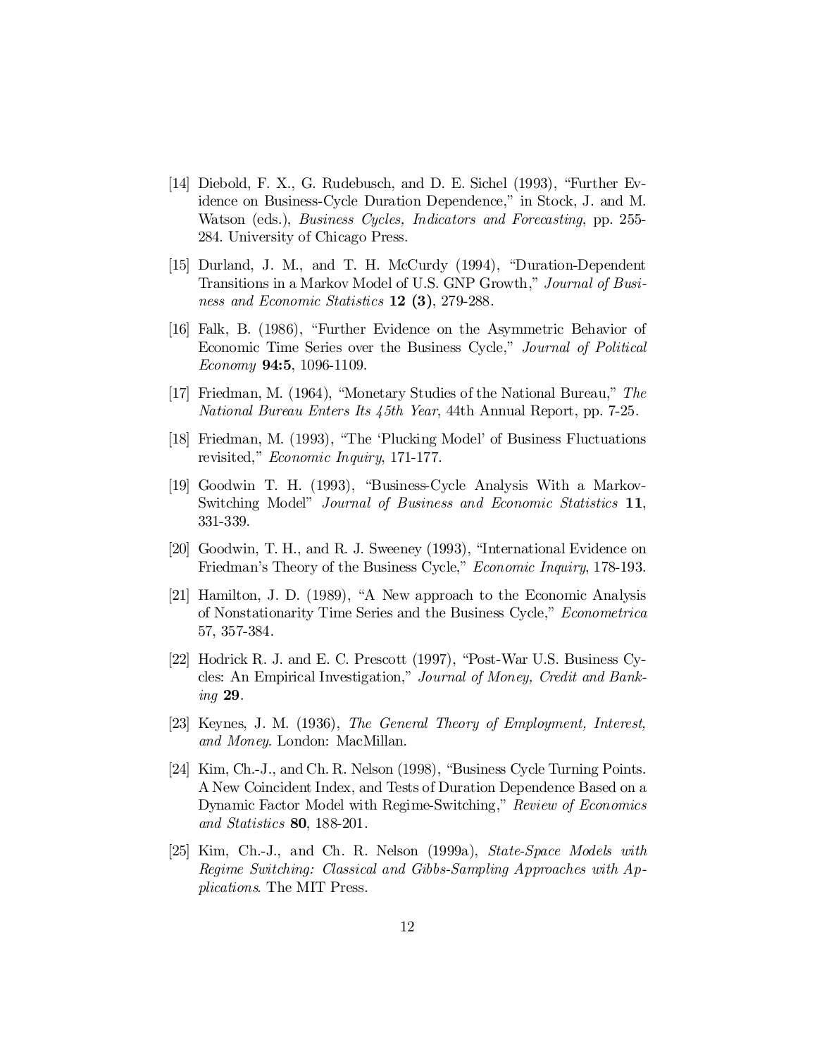[14] Diebold, F. X., G. Rudebusch, and D. E. Sichel (1993), "Further Evidence on Business-Cycle Duration Dependence," in Stock, J. and M. Watson (eds.), *Business Cycles, Indicators and Forecasting*, pp. 255-284. University of Chicago Press.

[15] Durland, J. M., and T. H. McCurdy (1994), "Duration-Dependent Transitions in a Markov Model of U.S. GNP Growth," *Journal of Business and Economic Statistics* **12 (3)**, 279-288.

[16] Falk, B. (1986), "Further Evidence on the Asymmetric Behavior of Economic Time Series over the Business Cycle," *Journal of Political Economy* **94:5**, 1096-1109.

[17] Friedman, M. (1964), "Monetary Studies of the National Bureau," *The National Bureau Enters Its 45th Year*, 44th Annual Report, pp. 7-25.

[18] Friedman, M. (1993), "The 'Plucking Model' of Business Fluctuations revisited," *Economic Inquiry*, 171-177.

[19] Goodwin T. H. (1993), "Business-Cycle Analysis With a Markov-Switching Model" *Journal of Business and Economic Statistics* **11**, 331-339.

[20] Goodwin, T. H., and R. J. Sweeney (1993), "International Evidence on Friedman's Theory of the Business Cycle," *Economic Inquiry*, 178-193.

[21] Hamilton, J. D. (1989), "A New approach to the Economic Analysis of Nonstationarity Time Series and the Business Cycle," *Econometrica* 57, 357-384.

[22] Hodrick R. J. and E. C. Prescott (1997), "Post-War U.S. Business Cycles: An Empirical Investigation," *Journal of Money, Credit and Banking* **29**.

[23] Keynes, J. M. (1936), *The General Theory of Employment, Interest, and Money*. London: MacMillan.

[24] Kim, Ch.-J., and Ch. R. Nelson (1998), "Business Cycle Turning Points. A New Coincident Index, and Tests of Duration Dependence Based on a Dynamic Factor Model with Regime-Switching," *Review of Economics and Statistics* **80**, 188-201.

[25] Kim, Ch.-J., and Ch. R. Nelson (1999a), *State-Space Models with Regime Switching: Classical and Gibbs-Sampling Approaches with Applications*. The MIT Press.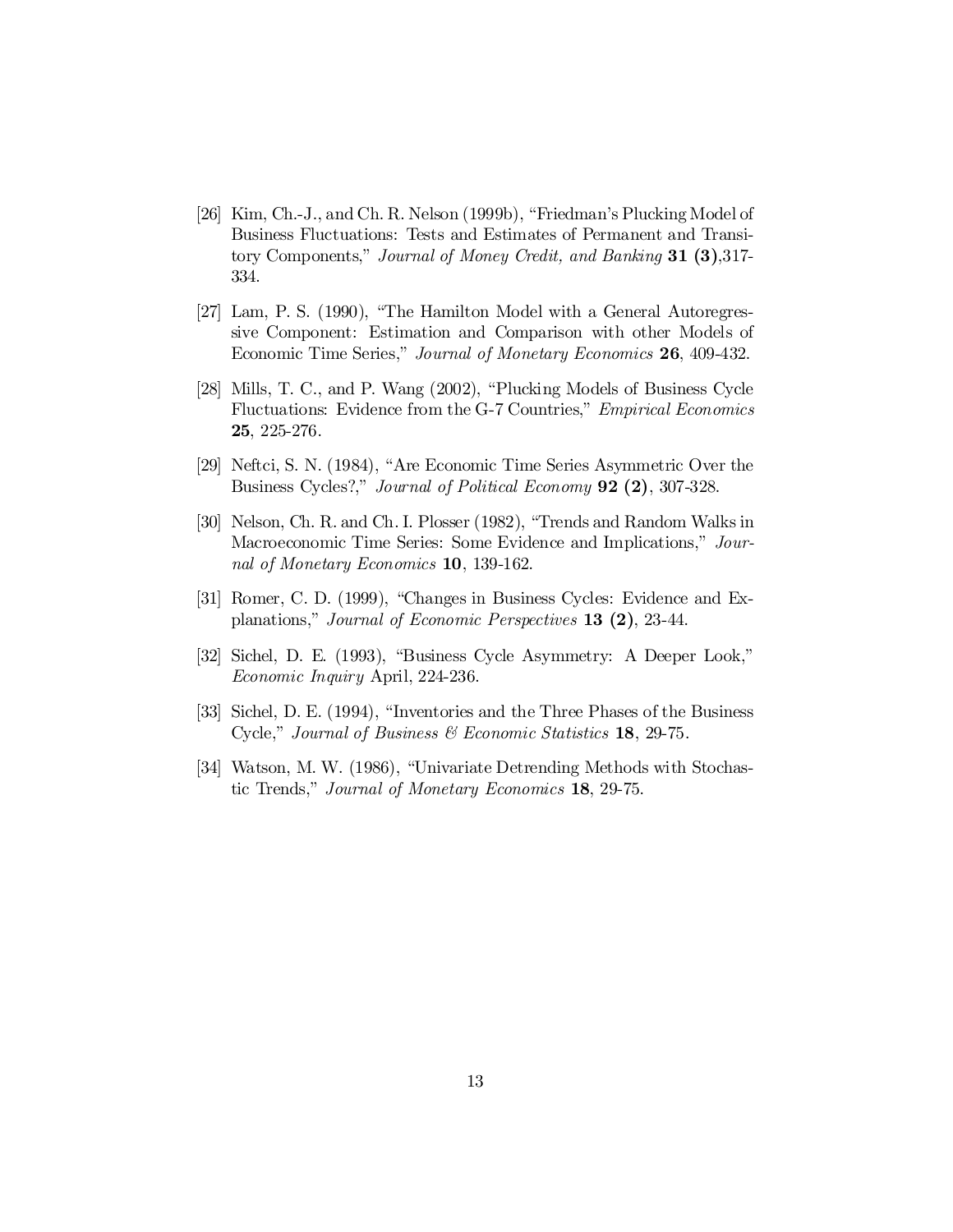[26] Kim, Ch.-J., and Ch. R. Nelson (1999b), "Friedman's Plucking Model of Business Fluctuations: Tests and Estimates of Permanent and Transitory Components," *Journal of Money Credit, and Banking* **31 (3)**,317-334.

[27] Lam, P. S. (1990), "The Hamilton Model with a General Autoregressive Component: Estimation and Comparison with other Models of Economic Time Series," *Journal of Monetary Economics* **26**, 409-432.

[28] Mills, T. C., and P. Wang (2002), "Plucking Models of Business Cycle Fluctuations: Evidence from the G-7 Countries," *Empirical Economics* **25**, 225-276.

[29] Neftci, S. N. (1984), "Are Economic Time Series Asymmetric Over the Business Cycles?," *Journal of Political Economy* **92 (2)**, 307-328.

[30] Nelson, Ch. R. and Ch. I. Plosser (1982), "Trends and Random Walks in Macroeconomic Time Series: Some Evidence and Implications," *Journal of Monetary Economics* **10**, 139-162.

[31] Romer, C. D. (1999), "Changes in Business Cycles: Evidence and Explanations," *Journal of Economic Perspectives* **13 (2)**, 23-44.

[32] Sichel, D. E. (1993), "Business Cycle Asymmetry: A Deeper Look," *Economic Inquiry* April, 224-236.

[33] Sichel, D. E. (1994), "Inventories and the Three Phases of the Business Cycle," *Journal of Business & Economic Statistics* **18**, 29-75.

[34] Watson, M. W. (1986), "Univariate Detrending Methods with Stochastic Trends," *Journal of Monetary Economics* **18**, 29-75.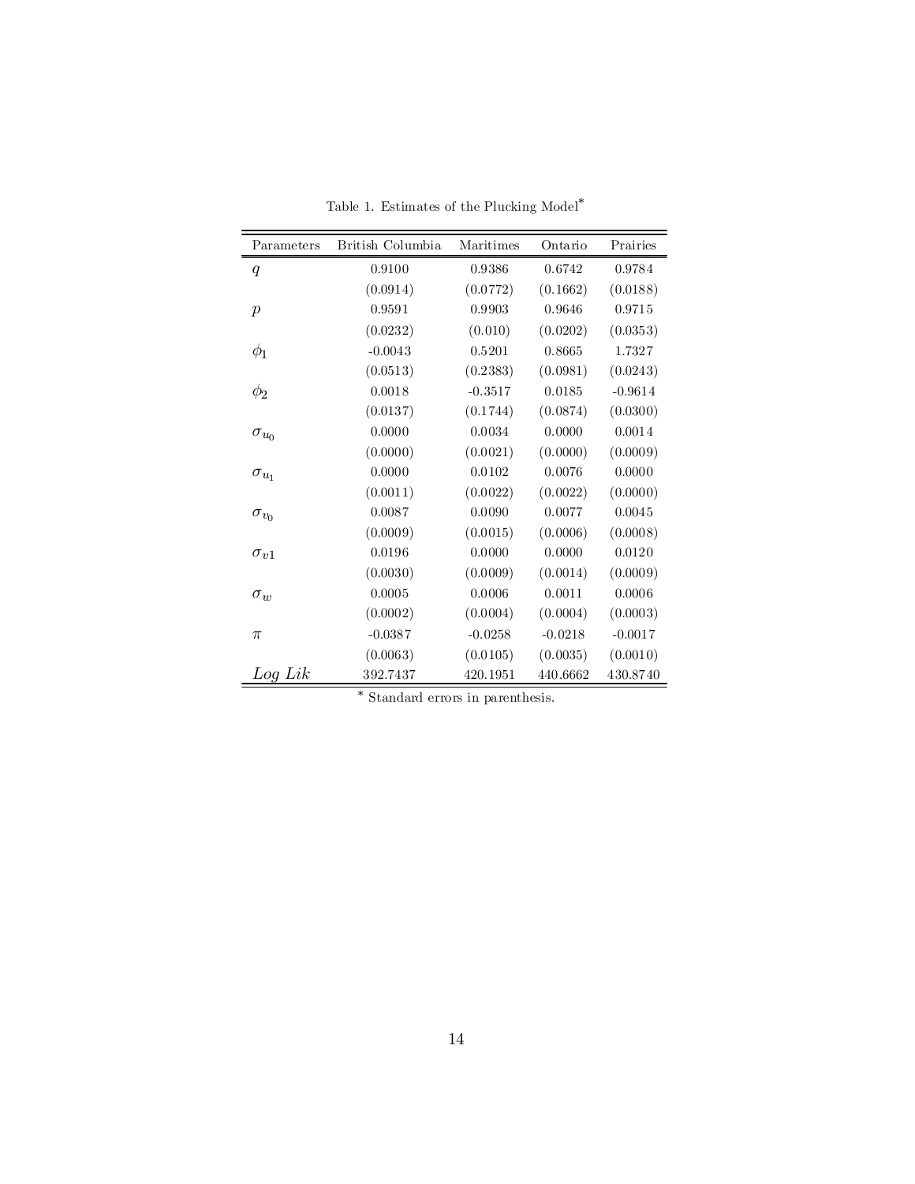Table 1. Estimates of the Plucking Model*

| Parameters | British Columbia | Maritimes | Ontario | Prairies |
|---|---|---|---|---|
| $q$ | 0.9100 | 0.9386 | 0.6742 | 0.9784 |
| | (0.0914) | (0.0772) | (0.1662) | (0.0188) |
| $p$ | 0.9591 | 0.9903 | 0.9646 | 0.9715 |
| | (0.0232) | (0.010) | (0.0202) | (0.0353) |
| $\phi_1$ | -0.0043 | 0.5201 | 0.8665 | 1.7327 |
| | (0.0513) | (0.2383) | (0.0981) | (0.0243) |
| $\phi_2$ | 0.0018 | -0.3517 | 0.0185 | -0.9614 |
| | (0.0137) | (0.1744) | (0.0874) | (0.0300) |
| $\sigma_{u_0}$ | 0.0000 | 0.0034 | 0.0000 | 0.0014 |
| | (0.0000) | (0.0021) | (0.0000) | (0.0009) |
| $\sigma_{u_1}$ | 0.0000 | 0.0102 | 0.0076 | 0.0000 |
| | (0.0011) | (0.0022) | (0.0022) | (0.0000) |
| $\sigma_{v_0}$ | 0.0087 | 0.0090 | 0.0077 | 0.0045 |
| | (0.0009) | (0.0015) | (0.0006) | (0.0008) |
| $\sigma_{v1}$ | 0.0196 | 0.0000 | 0.0000 | 0.0120 |
| | (0.0030) | (0.0009) | (0.0014) | (0.0009) |
| $\sigma_w$ | 0.0005 | 0.0006 | 0.0011 | 0.0006 |
| | (0.0002) | (0.0004) | (0.0004) | (0.0003) |
| $\pi$ | -0.0387 | -0.0258 | -0.0218 | -0.0017 |
| | (0.0063) | (0.0105) | (0.0035) | (0.0010) |
| *Log Lik* | 392.7437 | 420.1951 | 440.6662 | 430.8740 |

* Standard errors in parenthesis.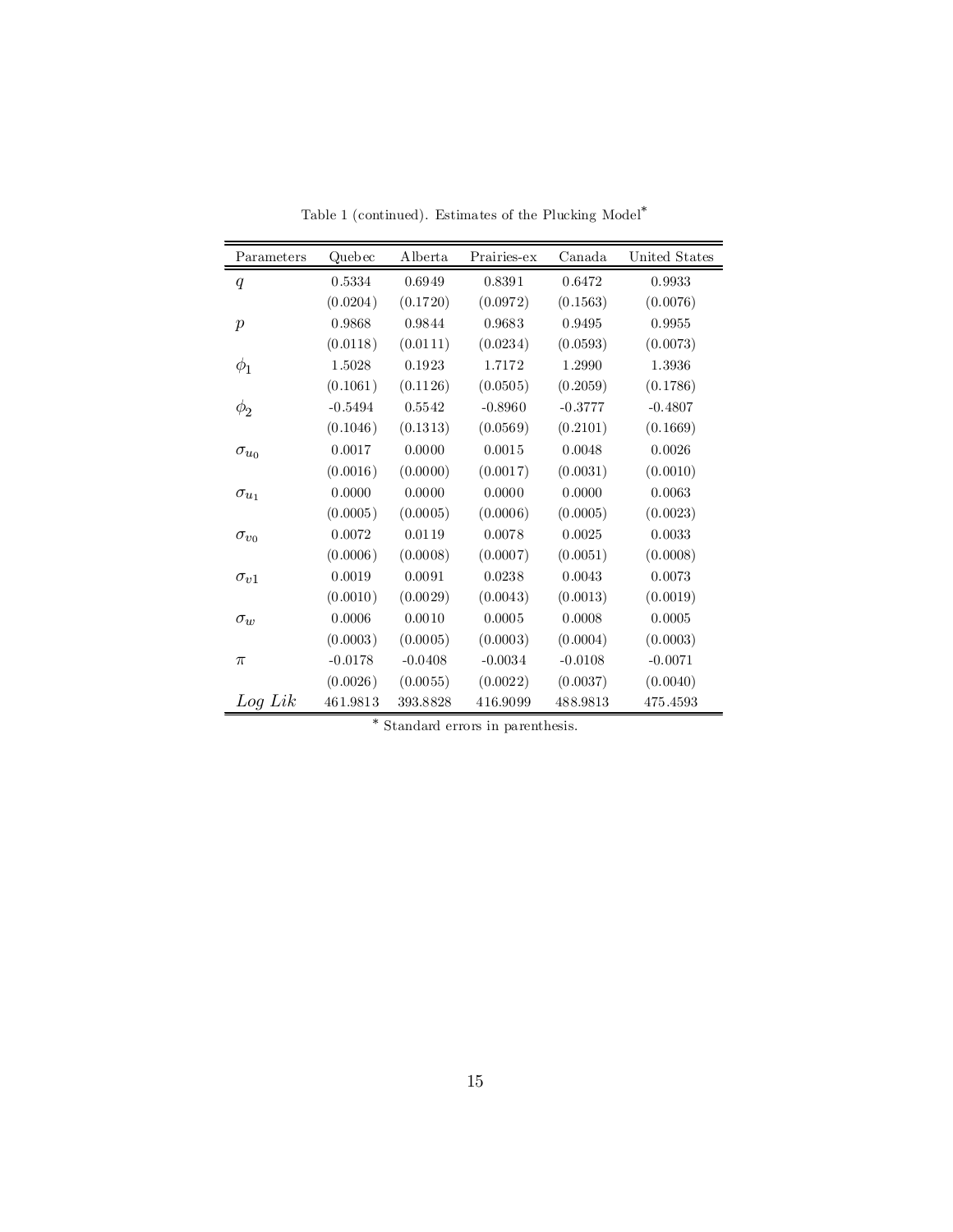Table 1 (continued). Estimates of the Plucking Model*

| Parameters | Quebec | Alberta | Prairies-ex | Canada | United States |
|---|---|---|---|---|---|
| $q$ | 0.5334 | 0.6949 | 0.8391 | 0.6472 | 0.9933 |
| | (0.0204) | (0.1720) | (0.0972) | (0.1563) | (0.0076) |
| $p$ | 0.9868 | 0.9844 | 0.9683 | 0.9495 | 0.9955 |
| | (0.0118) | (0.0111) | (0.0234) | (0.0593) | (0.0073) |
| $\phi_1$ | 1.5028 | 0.1923 | 1.7172 | 1.2990 | 1.3936 |
| | (0.1061) | (0.1126) | (0.0505) | (0.2059) | (0.1786) |
| $\phi_2$ | -0.5494 | 0.5542 | -0.8960 | -0.3777 | -0.4807 |
| | (0.1046) | (0.1313) | (0.0569) | (0.2101) | (0.1669) |
| $\sigma_{u_0}$ | 0.0017 | 0.0000 | 0.0015 | 0.0048 | 0.0026 |
| | (0.0016) | (0.0000) | (0.0017) | (0.0031) | (0.0010) |
| $\sigma_{u_1}$ | 0.0000 | 0.0000 | 0.0000 | 0.0000 | 0.0063 |
| | (0.0005) | (0.0005) | (0.0006) | (0.0005) | (0.0023) |
| $\sigma_{v_0}$ | 0.0072 | 0.0119 | 0.0078 | 0.0025 | 0.0033 |
| | (0.0006) | (0.0008) | (0.0007) | (0.0051) | (0.0008) |
| $\sigma_{v1}$ | 0.0019 | 0.0091 | 0.0238 | 0.0043 | 0.0073 |
| | (0.0010) | (0.0029) | (0.0043) | (0.0013) | (0.0019) |
| $\sigma_w$ | 0.0006 | 0.0010 | 0.0005 | 0.0008 | 0.0005 |
| | (0.0003) | (0.0005) | (0.0003) | (0.0004) | (0.0003) |
| $\pi$ | -0.0178 | -0.0408 | -0.0034 | -0.0108 | -0.0071 |
| | (0.0026) | (0.0055) | (0.0022) | (0.0037) | (0.0040) |
| *Log Lik* | 461.9813 | 393.8828 | 416.9099 | 488.9813 | 475.4593 |

* Standard errors in parenthesis.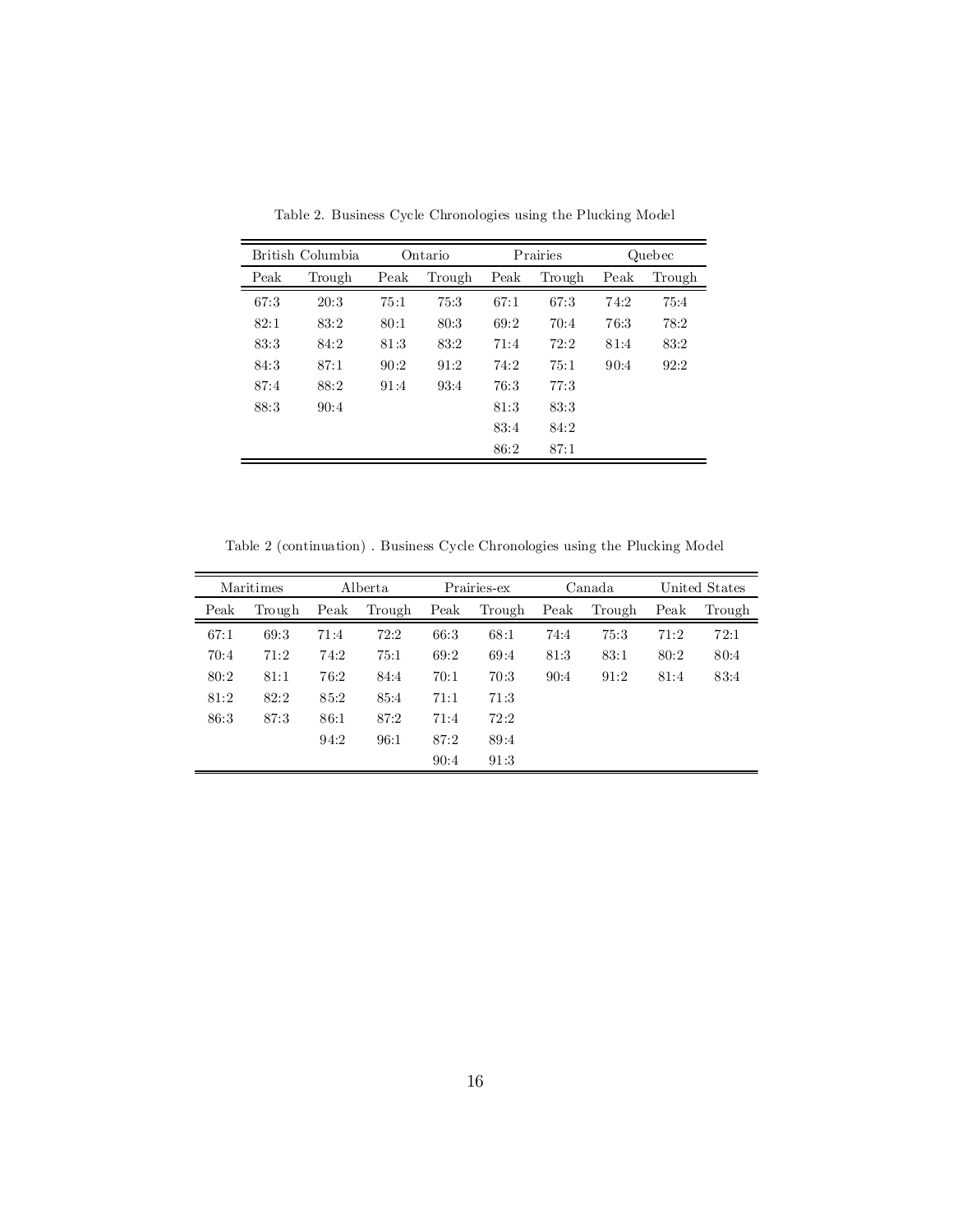Table 2. Business Cycle Chronologies using the Plucking Model

| British Columbia | | Ontario | | Prairies | | Quebec | |
|---|---|---|---|---|---|---|---|
| Peak | Trough | Peak | Trough | Peak | Trough | Peak | Trough |
| 67:3 | 20:3 | 75:1 | 75:3 | 67:1 | 67:3 | 74:2 | 75:4 |
| 82:1 | 83:2 | 80:1 | 80:3 | 69:2 | 70:4 | 76:3 | 78:2 |
| 83:3 | 84:2 | 81:3 | 83:2 | 71:4 | 72:2 | 81:4 | 83:2 |
| 84:3 | 87:1 | 90:2 | 91:2 | 74:2 | 75:1 | 90:4 | 92:2 |
| 87:4 | 88:2 | 91:4 | 93:4 | 76:3 | 77:3 | | |
| 88:3 | 90:4 | | | 81:3 | 83:3 | | |
| | | | | 83:4 | 84:2 | | |
| | | | | 86:2 | 87:1 | | |

Table 2 (continuation) . Business Cycle Chronologies using the Plucking Model

| Maritimes | | Alberta | | Prairies-ex | | Canada | | United States | |
|---|---|---|---|---|---|---|---|---|---|
| Peak | Trough | Peak | Trough | Peak | Trough | Peak | Trough | Peak | Trough |
| 67:1 | 69:3 | 71:4 | 72:2 | 66:3 | 68:1 | 74:4 | 75:3 | 71:2 | 72:1 |
| 70:4 | 71:2 | 74:2 | 75:1 | 69:2 | 69:4 | 81:3 | 83:1 | 80:2 | 80:4 |
| 80:2 | 81:1 | 76:2 | 84:4 | 70:1 | 70:3 | 90:4 | 91:2 | 81:4 | 83:4 |
| 81:2 | 82:2 | 85:2 | 85:4 | 71:1 | 71:3 | | | | |
| 86:3 | 87:3 | 86:1 | 87:2 | 71:4 | 72:2 | | | | |
| | | 94:2 | 96:1 | 87:2 | 89:4 | | | | |
| | | | | 90:4 | 91:3 | | | | |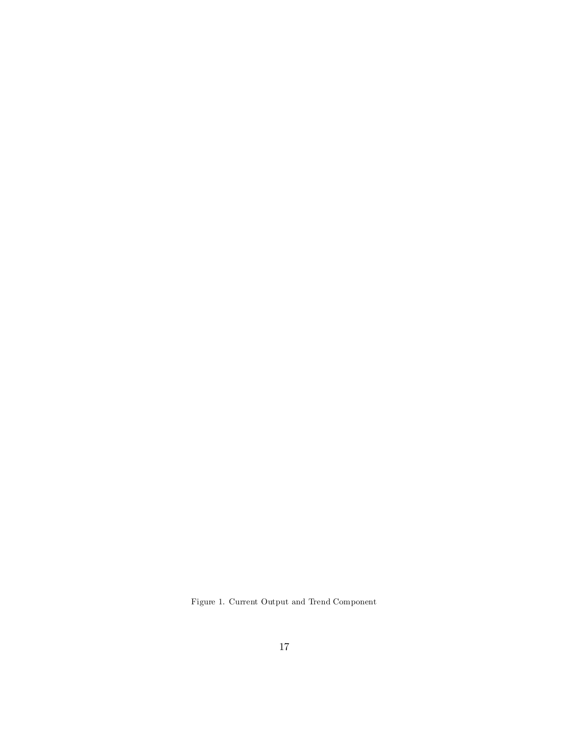Figure 1. Current Output and Trend Component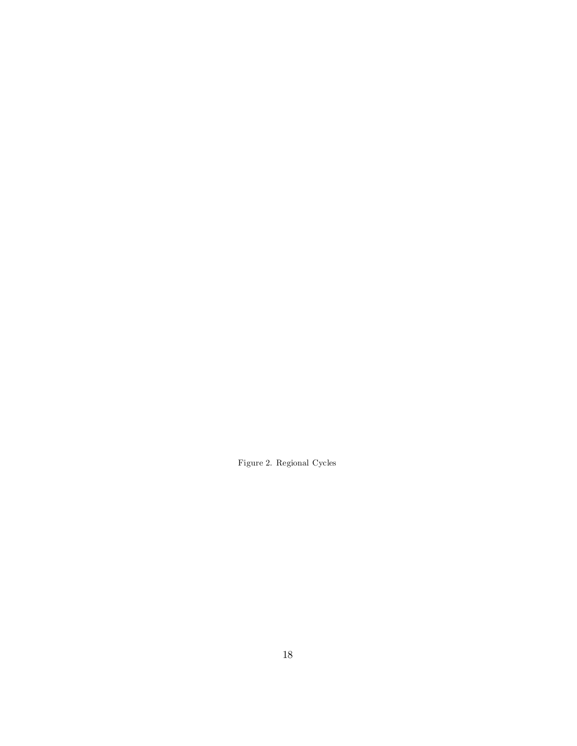Figure 2. Regional Cycles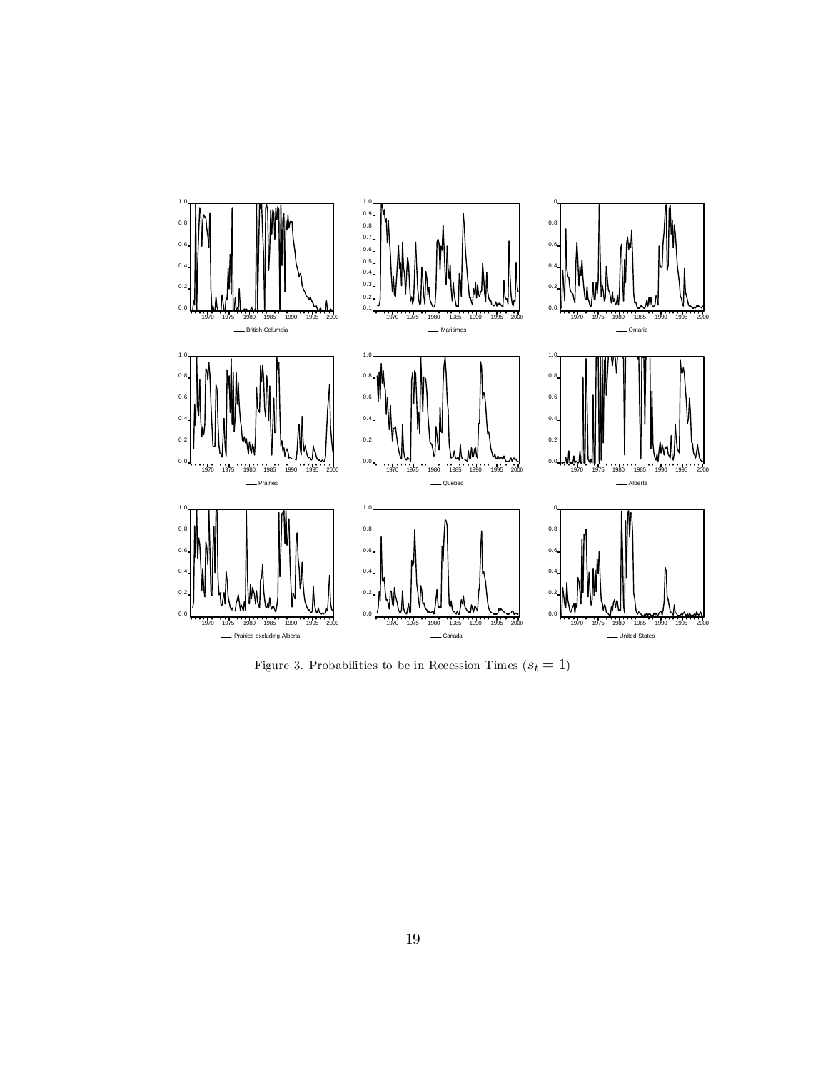1.0
0.8
0.6
0.4
0.2
0.0
1970 1975 1980 1985 1990 1995 2000
British Columbia

1.0
0.9
0.8
0.7
0.6
0.5
0.4
0.3
0.2
0.1
1970 1975 1980 1985 1990 1995 2000
Maritimes

1.0
0.8
0.6
0.4
0.2
0.0
1970 1975 1980 1985 1990 1995 2000
Ontario

1.0
0.8
0.6
0.4
0.2
0.0
1970 1975 1980 1985 1990 1995 2000
Prairies

1.0
0.8
0.6
0.4
0.2
0.0
1970 1975 1980 1985 1990 1995 2000
Quebec

1.0
0.8
0.6
0.4
0.2
0.0
1970 1975 1980 1985 1990 1995 2000
Alberta

1.0
0.8
0.6
0.4
0.2
0.0
1970 1975 1980 1985 1990 1995 2000
Prairies excluding Alberta

1.0
0.8
0.6
0.4
0.2
0.0
1970 1975 1980 1985 1990 1995 2000
Canada

1.0
0.8
0.6
0.4
0.2
0.0
1970 1975 1980 1985 1990 1995 2000
United States

Figure 3. Probabilities to be in Recession Times ($s_t = 1$)